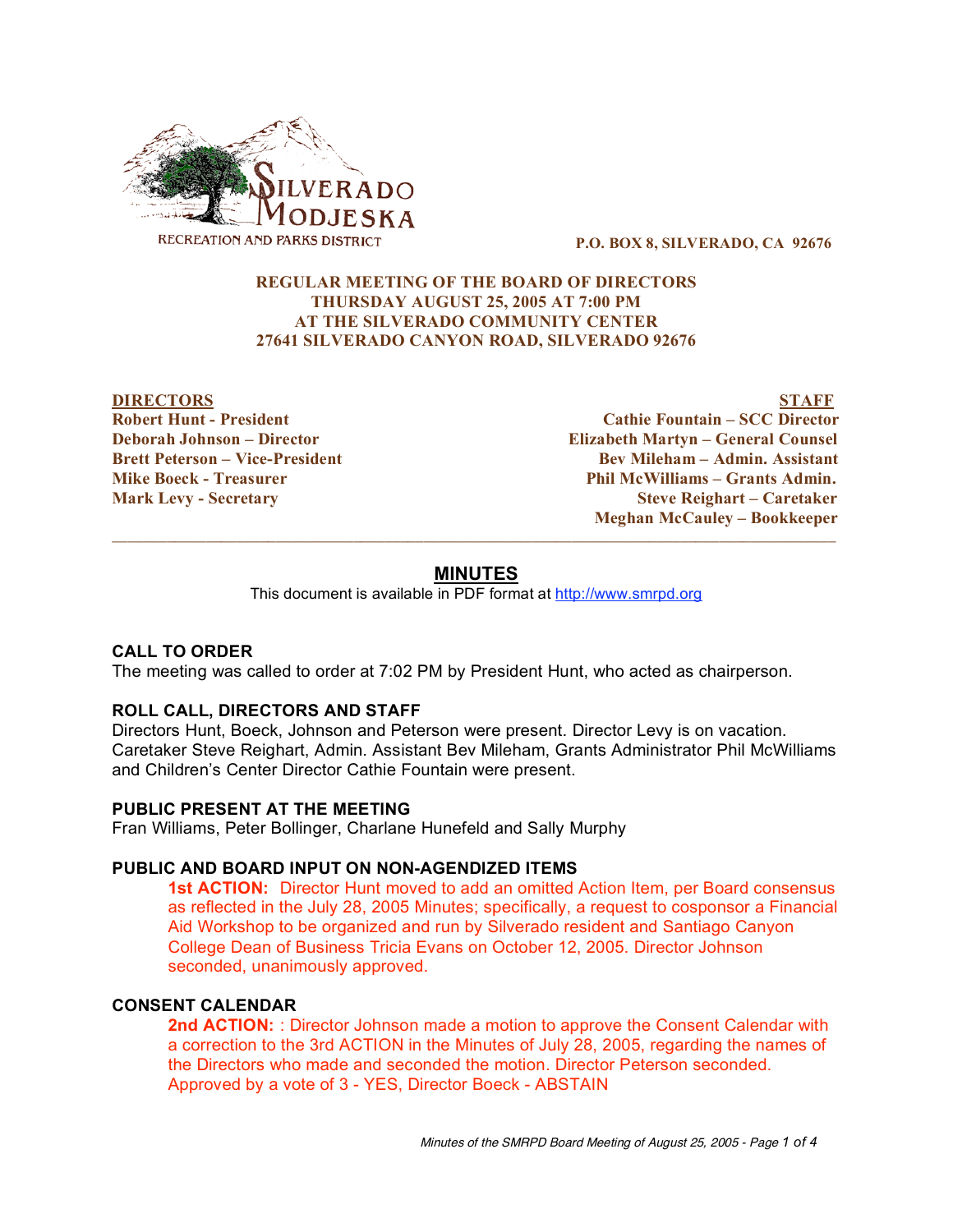SILVERADO MODJESKA
RECREATION AND PARKS DISTRICT

**P.O. BOX 8, SILVERADO, CA 92676**

**REGULAR MEETING OF THE BOARD OF DIRECTORS**
**THURSDAY AUGUST 25, 2005 AT 7:00 PM**
**AT THE SILVERADO COMMUNITY CENTER**
**27641 SILVERADO CANYON ROAD, SILVERADO 92676**

| DIRECTORS | STAFF |
|---|---|
| Robert Hunt - President | Cathie Fountain – SCC Director |
| Deborah Johnson – Director | Elizabeth Martyn – General Counsel |
| Brett Peterson – Vice-President | Bev Mileham – Admin. Assistant |
| Mike Boeck - Treasurer | Phil McWilliams – Grants Admin. |
| Mark Levy - Secretary | Steve Reighart – Caretaker |
| | Meghan McCauley – Bookkeeper |

## MINUTES

This document is available in PDF format at http://www.smrpd.org

### CALL TO ORDER

The meeting was called to order at 7:02 PM by President Hunt, who acted as chairperson.

### ROLL CALL, DIRECTORS AND STAFF

Directors Hunt, Boeck, Johnson and Peterson were present. Director Levy is on vacation. Caretaker Steve Reighart, Admin. Assistant Bev Mileham, Grants Administrator Phil McWilliams and Children's Center Director Cathie Fountain were present.

### PUBLIC PRESENT AT THE MEETING

Fran Williams, Peter Bollinger, Charlane Hunefeld and Sally Murphy

### PUBLIC AND BOARD INPUT ON NON-AGENDIZED ITEMS

**1st ACTION:** Director Hunt moved to add an omitted Action Item, per Board consensus as reflected in the July 28, 2005 Minutes; specifically, a request to cosponsor a Financial Aid Workshop to be organized and run by Silverado resident and Santiago Canyon College Dean of Business Tricia Evans on October 12, 2005. Director Johnson seconded, unanimously approved.

### CONSENT CALENDAR

**2nd ACTION:** : Director Johnson made a motion to approve the Consent Calendar with a correction to the 3rd ACTION in the Minutes of July 28, 2005, regarding the names of the Directors who made and seconded the motion. Director Peterson seconded. Approved by a vote of 3 - YES, Director Boeck - ABSTAIN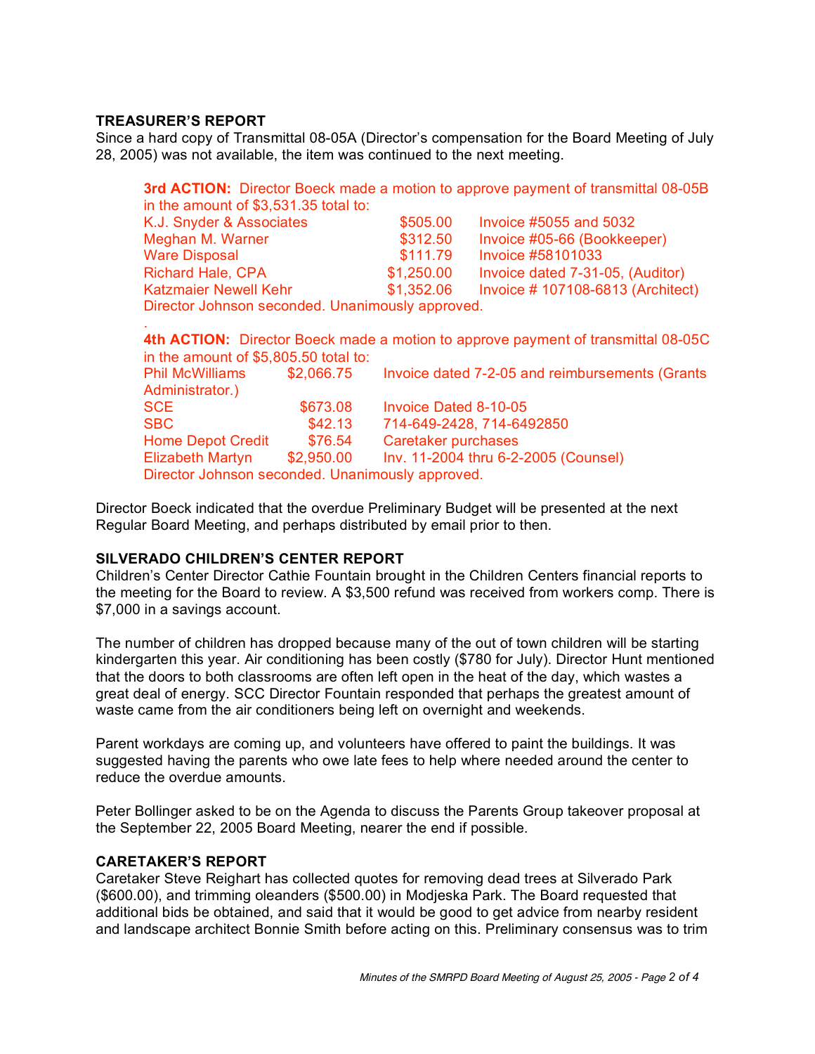### TREASURER'S REPORT

Since a hard copy of Transmittal 08-05A (Director's compensation for the Board Meeting of July 28, 2005) was not available, the item was continued to the next meeting.

**3rd ACTION:** Director Boeck made a motion to approve payment of transmittal 08-05B in the amount of $3,531.35 total to:

| | | |
|---|---|---|
| K.J. Snyder & Associates | $505.00 | Invoice #5055 and 5032 |
| Meghan M. Warner | $312.50 | Invoice #05-66 (Bookkeeper) |
| Ware Disposal | $111.79 | Invoice #58101033 |
| Richard Hale, CPA | $1,250.00 | Invoice dated 7-31-05, (Auditor) |
| Katzmaier Newell Kehr | $1,352.06 | Invoice # 107108-6813 (Architect) |

Director Johnson seconded. Unanimously approved.

**4th ACTION:** Director Boeck made a motion to approve payment of transmittal 08-05C in the amount of $5,805.50 total to:

| | | |
|---|---|---|
| Phil McWilliams | $2,066.75 | Invoice dated 7-2-05 and reimbursements (Grants Administrator.) |
| SCE | $673.08 | Invoice Dated 8-10-05 |
| SBC | $42.13 | 714-649-2428, 714-6492850 |
| Home Depot Credit | $76.54 | Caretaker purchases |
| Elizabeth Martyn | $2,950.00 | Inv. 11-2004 thru 6-2-2005 (Counsel) |

Director Johnson seconded. Unanimously approved.

Director Boeck indicated that the overdue Preliminary Budget will be presented at the next Regular Board Meeting, and perhaps distributed by email prior to then.

### SILVERADO CHILDREN'S CENTER REPORT

Children's Center Director Cathie Fountain brought in the Children Centers financial reports to the meeting for the Board to review. A $3,500 refund was received from workers comp. There is $7,000 in a savings account.

The number of children has dropped because many of the out of town children will be starting kindergarten this year. Air conditioning has been costly ($780 for July). Director Hunt mentioned that the doors to both classrooms are often left open in the heat of the day, which wastes a great deal of energy. SCC Director Fountain responded that perhaps the greatest amount of waste came from the air conditioners being left on overnight and weekends.

Parent workdays are coming up, and volunteers have offered to paint the buildings. It was suggested having the parents who owe late fees to help where needed around the center to reduce the overdue amounts.

Peter Bollinger asked to be on the Agenda to discuss the Parents Group takeover proposal at the September 22, 2005 Board Meeting, nearer the end if possible.

### CARETAKER'S REPORT

Caretaker Steve Reighart has collected quotes for removing dead trees at Silverado Park ($600.00), and trimming oleanders ($500.00) in Modjeska Park. The Board requested that additional bids be obtained, and said that it would be good to get advice from nearby resident and landscape architect Bonnie Smith before acting on this. Preliminary consensus was to trim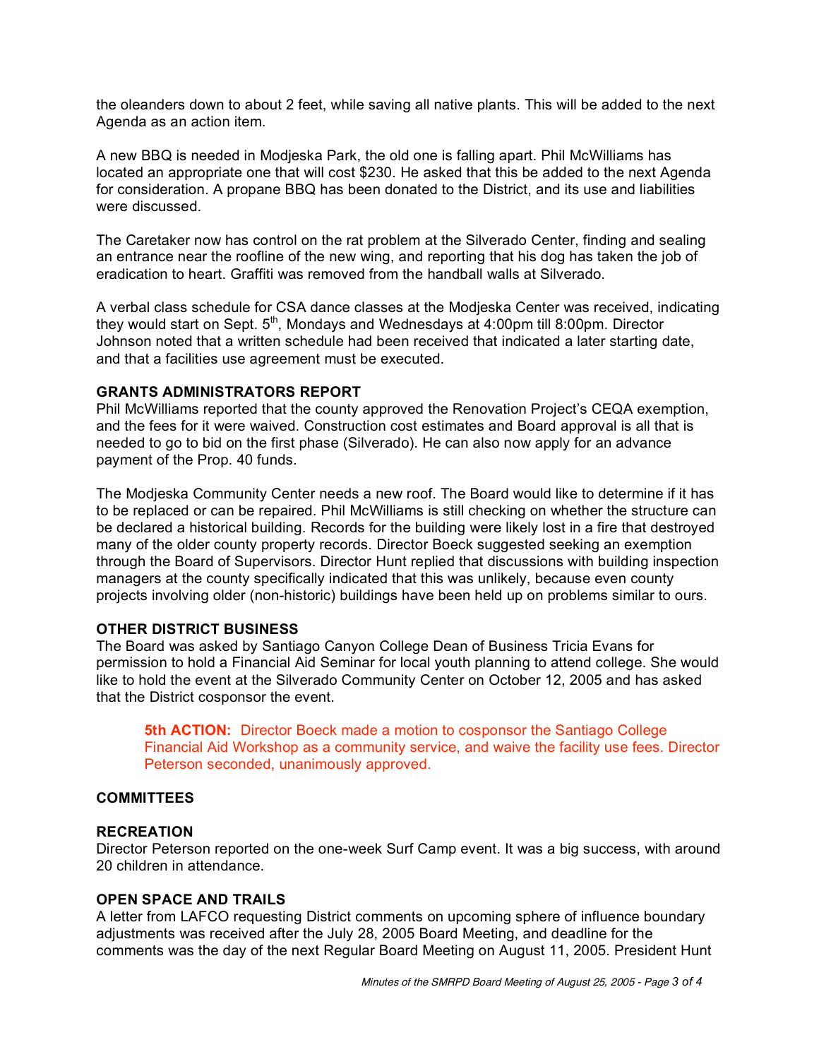the oleanders down to about 2 feet, while saving all native plants. This will be added to the next Agenda as an action item.

A new BBQ is needed in Modjeska Park, the old one is falling apart. Phil McWilliams has located an appropriate one that will cost $230. He asked that this be added to the next Agenda for consideration. A propane BBQ has been donated to the District, and its use and liabilities were discussed.

The Caretaker now has control on the rat problem at the Silverado Center, finding and sealing an entrance near the roofline of the new wing, and reporting that his dog has taken the job of eradication to heart. Graffiti was removed from the handball walls at Silverado.

A verbal class schedule for CSA dance classes at the Modjeska Center was received, indicating they would start on Sept. 5th, Mondays and Wednesdays at 4:00pm till 8:00pm. Director Johnson noted that a written schedule had been received that indicated a later starting date, and that a facilities use agreement must be executed.

**GRANTS ADMINISTRATORS REPORT**

Phil McWilliams reported that the county approved the Renovation Project's CEQA exemption, and the fees for it were waived. Construction cost estimates and Board approval is all that is needed to go to bid on the first phase (Silverado). He can also now apply for an advance payment of the Prop. 40 funds.

The Modjeska Community Center needs a new roof. The Board would like to determine if it has to be replaced or can be repaired. Phil McWilliams is still checking on whether the structure can be declared a historical building. Records for the building were likely lost in a fire that destroyed many of the older county property records. Director Boeck suggested seeking an exemption through the Board of Supervisors. Director Hunt replied that discussions with building inspection managers at the county specifically indicated that this was unlikely, because even county projects involving older (non-historic) buildings have been held up on problems similar to ours.

**OTHER DISTRICT BUSINESS**

The Board was asked by Santiago Canyon College Dean of Business Tricia Evans for permission to hold a Financial Aid Seminar for local youth planning to attend college. She would like to hold the event at the Silverado Community Center on October 12, 2005 and has asked that the District cosponsor the event.

> **5th ACTION:** Director Boeck made a motion to cosponsor the Santiago College Financial Aid Workshop as a community service, and waive the facility use fees. Director Peterson seconded, unanimously approved.

**COMMITTEES**

**RECREATION**

Director Peterson reported on the one-week Surf Camp event. It was a big success, with around 20 children in attendance.

**OPEN SPACE AND TRAILS**

A letter from LAFCO requesting District comments on upcoming sphere of influence boundary adjustments was received after the July 28, 2005 Board Meeting, and deadline for the comments was the day of the next Regular Board Meeting on August 11, 2005. President Hunt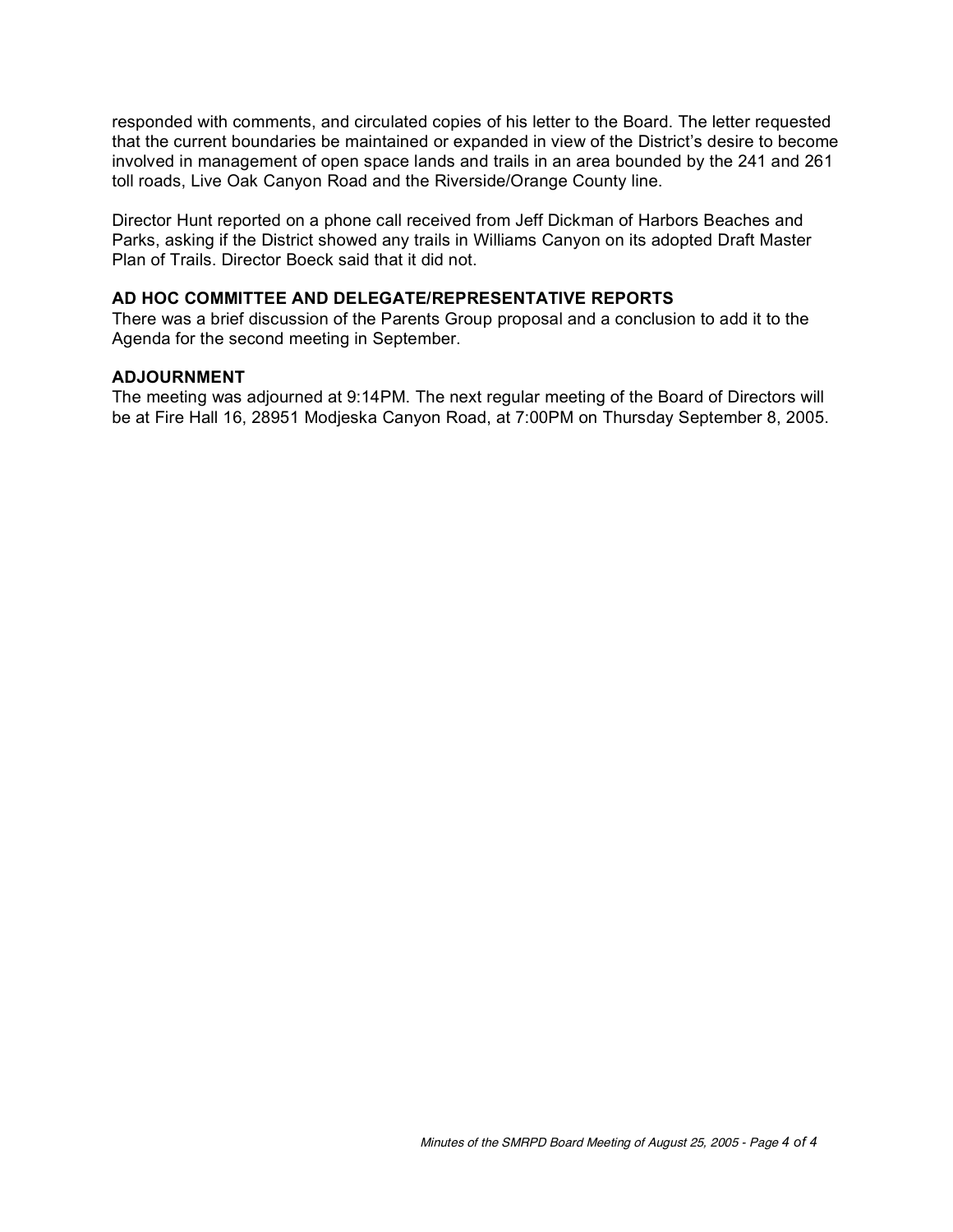responded with comments, and circulated copies of his letter to the Board. The letter requested that the current boundaries be maintained or expanded in view of the District's desire to become involved in management of open space lands and trails in an area bounded by the 241 and 261 toll roads, Live Oak Canyon Road and the Riverside/Orange County line.

Director Hunt reported on a phone call received from Jeff Dickman of Harbors Beaches and Parks, asking if the District showed any trails in Williams Canyon on its adopted Draft Master Plan of Trails. Director Boeck said that it did not.

**AD HOC COMMITTEE AND DELEGATE/REPRESENTATIVE REPORTS**

There was a brief discussion of the Parents Group proposal and a conclusion to add it to the Agenda for the second meeting in September.

**ADJOURNMENT**

The meeting was adjourned at 9:14PM. The next regular meeting of the Board of Directors will be at Fire Hall 16, 28951 Modjeska Canyon Road, at 7:00PM on Thursday September 8, 2005.